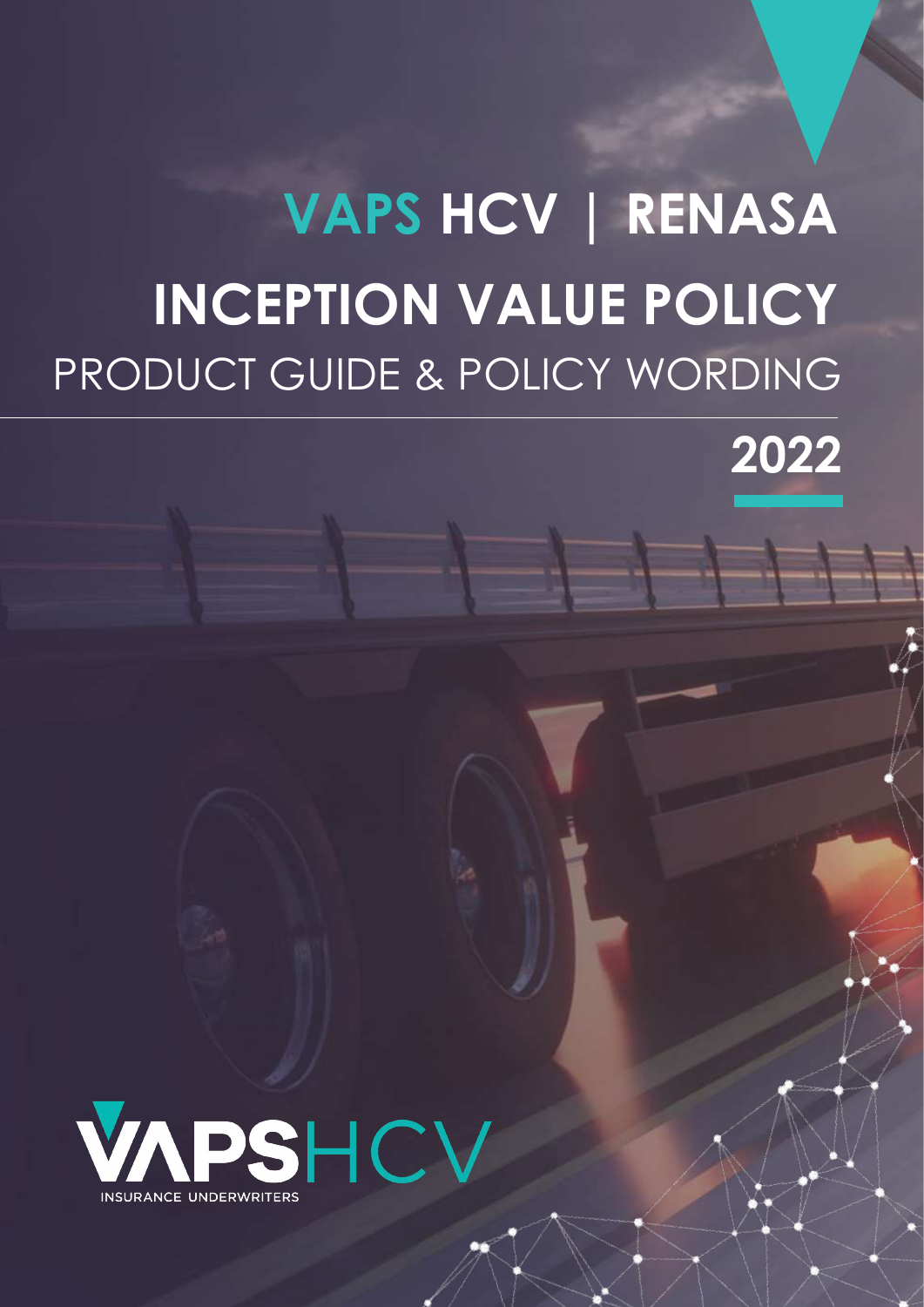# VAPS HCV | RENASA

# INCEPTION VALUE POLICY

## PRODUCT GUIDE & POLICY WORDING

**2022**

VAPSHCV

INSURANCE UNDERWRITERS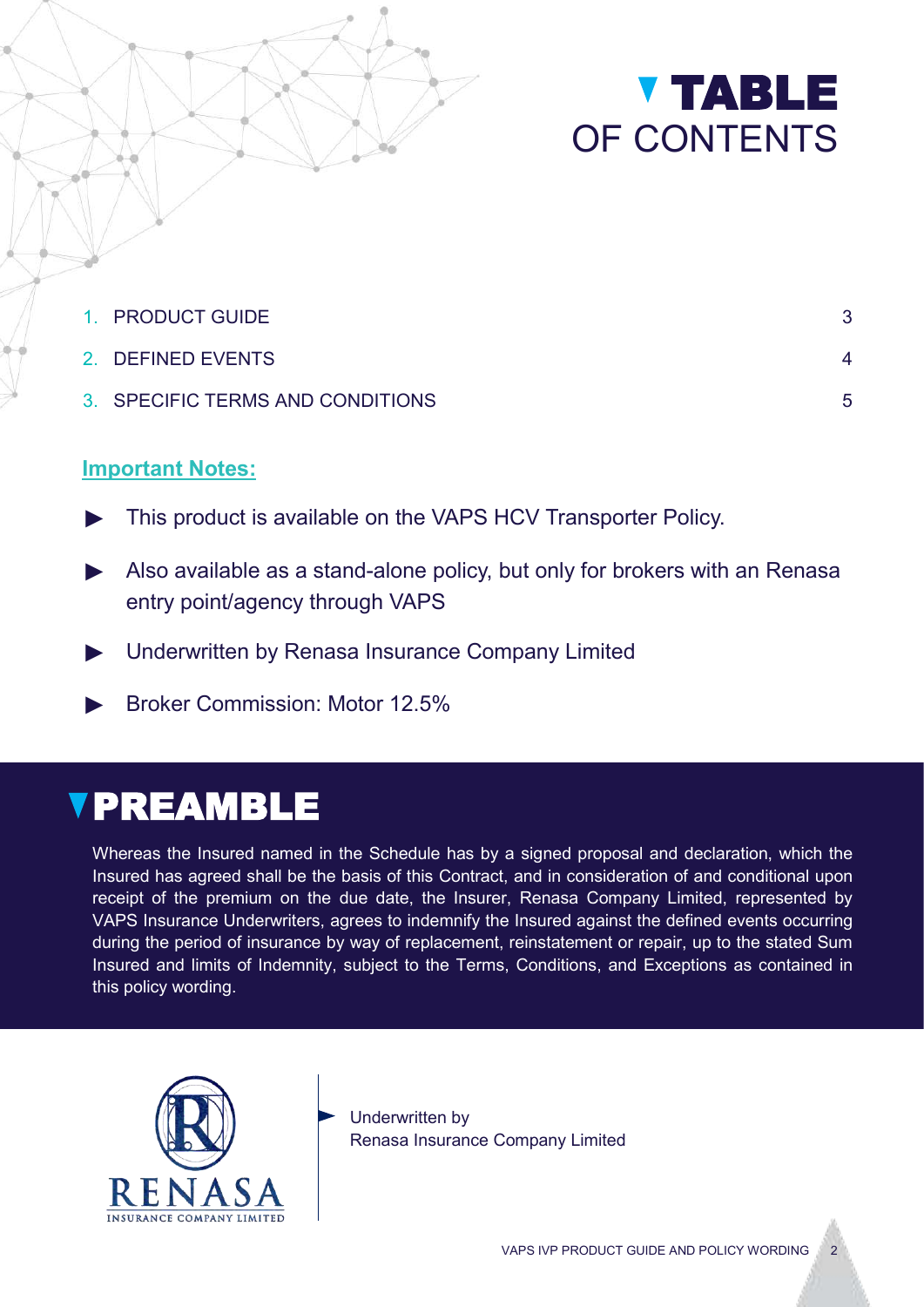# TABLE OF CONTENTS

| | | |
|---|---|---|
| 1. | PRODUCT GUIDE | 3 |
| 2. | DEFINED EVENTS | 4 |
| 3. | SPECIFIC TERMS AND CONDITIONS | 5 |

**Important Notes:**

- This product is available on the VAPS HCV Transporter Policy.
- Also available as a stand-alone policy, but only for brokers with an Renasa entry point/agency through VAPS
- Underwritten by Renasa Insurance Company Limited
- Broker Commission: Motor 12.5%

# PREAMBLE

Whereas the Insured named in the Schedule has by a signed proposal and declaration, which the Insured has agreed shall be the basis of this Contract, and in consideration of and conditional upon receipt of the premium on the due date, the Insurer, Renasa Company Limited, represented by VAPS Insurance Underwriters, agrees to indemnify the Insured against the defined events occurring during the period of insurance by way of replacement, reinstatement or repair, up to the stated Sum Insured and limits of Indemnity, subject to the Terms, Conditions, and Exceptions as contained in this policy wording.

RENASA INSURANCE COMPANY LIMITED

Underwritten by
Renasa Insurance Company Limited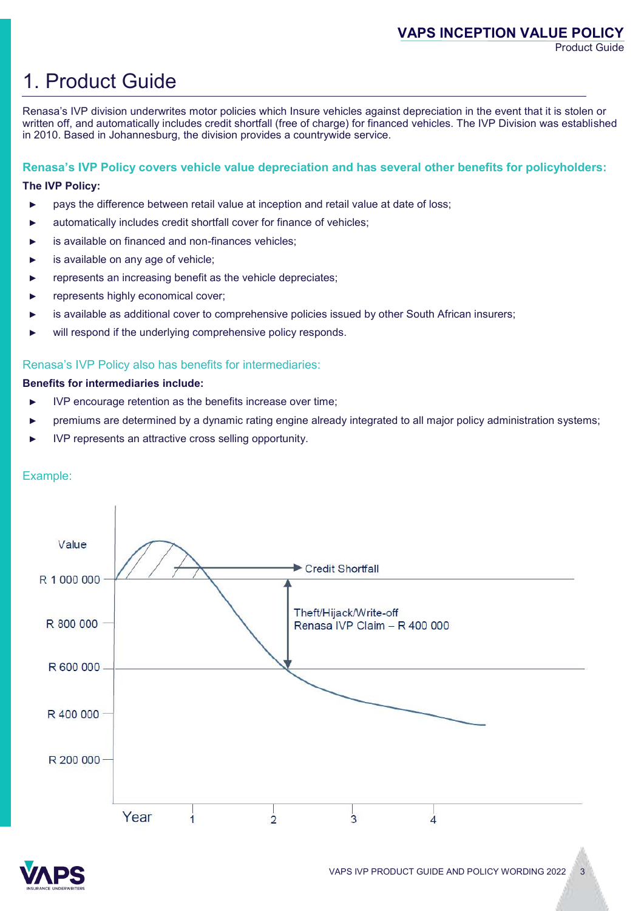# 1. Product Guide

Renasa's IVP division underwrites motor policies which Insure vehicles against depreciation in the event that it is stolen or written off, and automatically includes credit shortfall (free of charge) for financed vehicles. The IVP Division was established in 2010. Based in Johannesburg, the division provides a countrywide service.

## Renasa's IVP Policy covers vehicle value depreciation and has several other benefits for policyholders:

**The IVP Policy:**

- pays the difference between retail value at inception and retail value at date of loss;
- automatically includes credit shortfall cover for finance of vehicles;
- is available on financed and non-finances vehicles;
- is available on any age of vehicle;
- represents an increasing benefit as the vehicle depreciates;
- represents highly economical cover;
- is available as additional cover to comprehensive policies issued by other South African insurers;
- will respond if the underlying comprehensive policy responds.

## Renasa's IVP Policy also has benefits for intermediaries:

**Benefits for intermediaries include:**

- IVP encourage retention as the benefits increase over time;
- premiums are determined by a dynamic rating engine already integrated to all major policy administration systems;
- IVP represents an attractive cross selling opportunity.

## Example:

Value

R 1 000 000

R 800 000

R 600 000

R 400 000

R 200 000

Credit Shortfall

Theft/Hijack/Write-off
Renasa IVP Claim – R 400 000

Year 1 2 3 4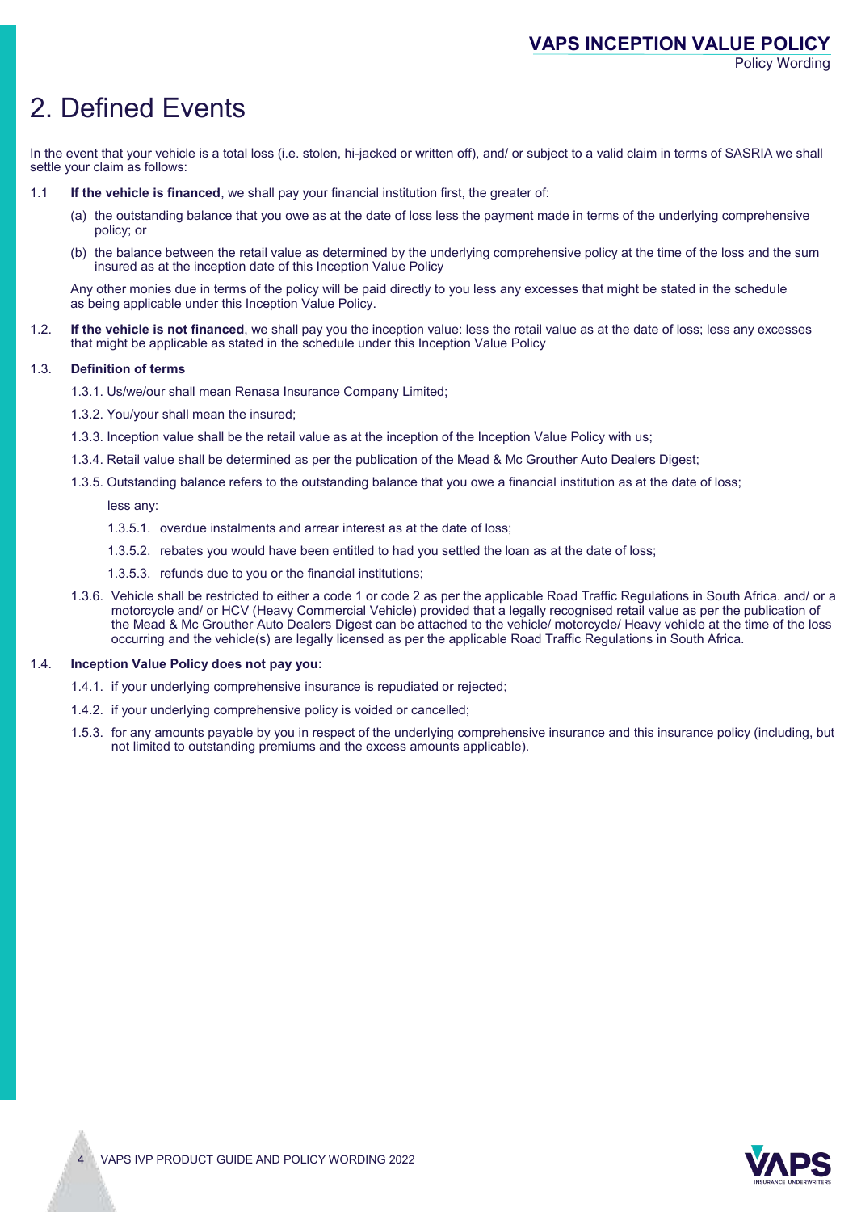# 2. Defined Events

In the event that your vehicle is a total loss (i.e. stolen, hi-jacked or written off), and/ or subject to a valid claim in terms of SASRIA we shall settle your claim as follows:

1.1 **If the vehicle is financed**, we shall pay your financial institution first, the greater of:

(a) the outstanding balance that you owe as at the date of loss less the payment made in terms of the underlying comprehensive policy; or

(b) the balance between the retail value as determined by the underlying comprehensive policy at the time of the loss and the sum insured as at the inception date of this Inception Value Policy

Any other monies due in terms of the policy will be paid directly to you less any excesses that might be stated in the schedule as being applicable under this Inception Value Policy.

1.2. **If the vehicle is not financed**, we shall pay you the inception value: less the retail value as at the date of loss; less any excesses that might be applicable as stated in the schedule under this Inception Value Policy

1.3. **Definition of terms**

1.3.1. Us/we/our shall mean Renasa Insurance Company Limited;

1.3.2. You/your shall mean the insured;

1.3.3. Inception value shall be the retail value as at the inception of the Inception Value Policy with us;

1.3.4. Retail value shall be determined as per the publication of the Mead & Mc Grouther Auto Dealers Digest;

1.3.5. Outstanding balance refers to the outstanding balance that you owe a financial institution as at the date of loss;

less any:

1.3.5.1. overdue instalments and arrear interest as at the date of loss;

1.3.5.2. rebates you would have been entitled to had you settled the loan as at the date of loss;

1.3.5.3. refunds due to you or the financial institutions;

1.3.6. Vehicle shall be restricted to either a code 1 or code 2 as per the applicable Road Traffic Regulations in South Africa. and/ or a motorcycle and/ or HCV (Heavy Commercial Vehicle) provided that a legally recognised retail value as per the publication of the Mead & Mc Grouther Auto Dealers Digest can be attached to the vehicle/ motorcycle/ Heavy vehicle at the time of the loss occurring and the vehicle(s) are legally licensed as per the applicable Road Traffic Regulations in South Africa.

1.4. **Inception Value Policy does not pay you:**

1.4.1. if your underlying comprehensive insurance is repudiated or rejected;

1.4.2. if your underlying comprehensive policy is voided or cancelled;

1.5.3. for any amounts payable by you in respect of the underlying comprehensive insurance and this insurance policy (including, but not limited to outstanding premiums and the excess amounts applicable).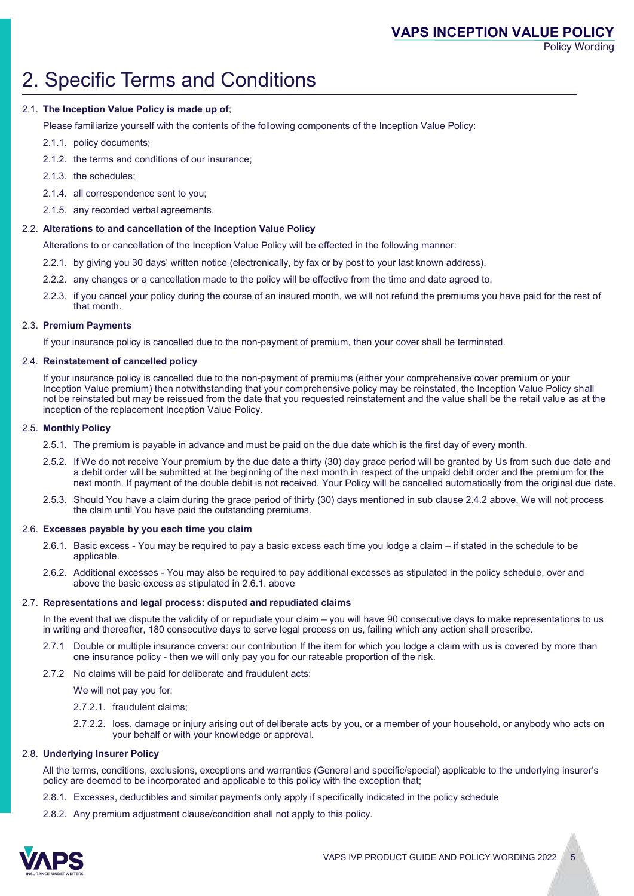# 2. Specific Terms and Conditions

2.1. **The Inception Value Policy is made up of**;

Please familiarize yourself with the contents of the following components of the Inception Value Policy:

2.1.1. policy documents;

2.1.2. the terms and conditions of our insurance;

2.1.3. the schedules;

2.1.4. all correspondence sent to you;

2.1.5. any recorded verbal agreements.

2.2. **Alterations to and cancellation of the Inception Value Policy**

Alterations to or cancellation of the Inception Value Policy will be effected in the following manner:

2.2.1. by giving you 30 days' written notice (electronically, by fax or by post to your last known address).

2.2.2. any changes or a cancellation made to the policy will be effective from the time and date agreed to.

2.2.3. if you cancel your policy during the course of an insured month, we will not refund the premiums you have paid for the rest of that month.

2.3. **Premium Payments**

If your insurance policy is cancelled due to the non-payment of premium, then your cover shall be terminated.

2.4. **Reinstatement of cancelled policy**

If your insurance policy is cancelled due to the non-payment of premiums (either your comprehensive cover premium or your Inception Value premium) then notwithstanding that your comprehensive policy may be reinstated, the Inception Value Policy shall not be reinstated but may be reissued from the date that you requested reinstatement and the value shall be the retail value as at the inception of the replacement Inception Value Policy.

2.5. **Monthly Policy**

2.5.1. The premium is payable in advance and must be paid on the due date which is the first day of every month.

2.5.2. If We do not receive Your premium by the due date a thirty (30) day grace period will be granted by Us from such due date and a debit order will be submitted at the beginning of the next month in respect of the unpaid debit order and the premium for the next month. If payment of the double debit is not received, Your Policy will be cancelled automatically from the original due date.

2.5.3. Should You have a claim during the grace period of thirty (30) days mentioned in sub clause 2.4.2 above, We will not process the claim until You have paid the outstanding premiums.

2.6. **Excesses payable by you each time you claim**

2.6.1. Basic excess - You may be required to pay a basic excess each time you lodge a claim – if stated in the schedule to be applicable.

2.6.2. Additional excesses - You may also be required to pay additional excesses as stipulated in the policy schedule, over and above the basic excess as stipulated in 2.6.1. above

2.7. **Representations and legal process: disputed and repudiated claims**

In the event that we dispute the validity of or repudiate your claim – you will have 90 consecutive days to make representations to us in writing and thereafter, 180 consecutive days to serve legal process on us, failing which any action shall prescribe.

2.7.1 Double or multiple insurance covers: our contribution If the item for which you lodge a claim with us is covered by more than one insurance policy - then we will only pay you for our rateable proportion of the risk.

2.7.2 No claims will be paid for deliberate and fraudulent acts:

We will not pay you for:

2.7.2.1. fraudulent claims;

2.7.2.2. loss, damage or injury arising out of deliberate acts by you, or a member of your household, or anybody who acts on your behalf or with your knowledge or approval.

2.8. **Underlying Insurer Policy**

All the terms, conditions, exclusions, exceptions and warranties (General and specific/special) applicable to the underlying insurer's policy are deemed to be incorporated and applicable to this policy with the exception that;

2.8.1. Excesses, deductibles and similar payments only apply if specifically indicated in the policy schedule

2.8.2. Any premium adjustment clause/condition shall not apply to this policy.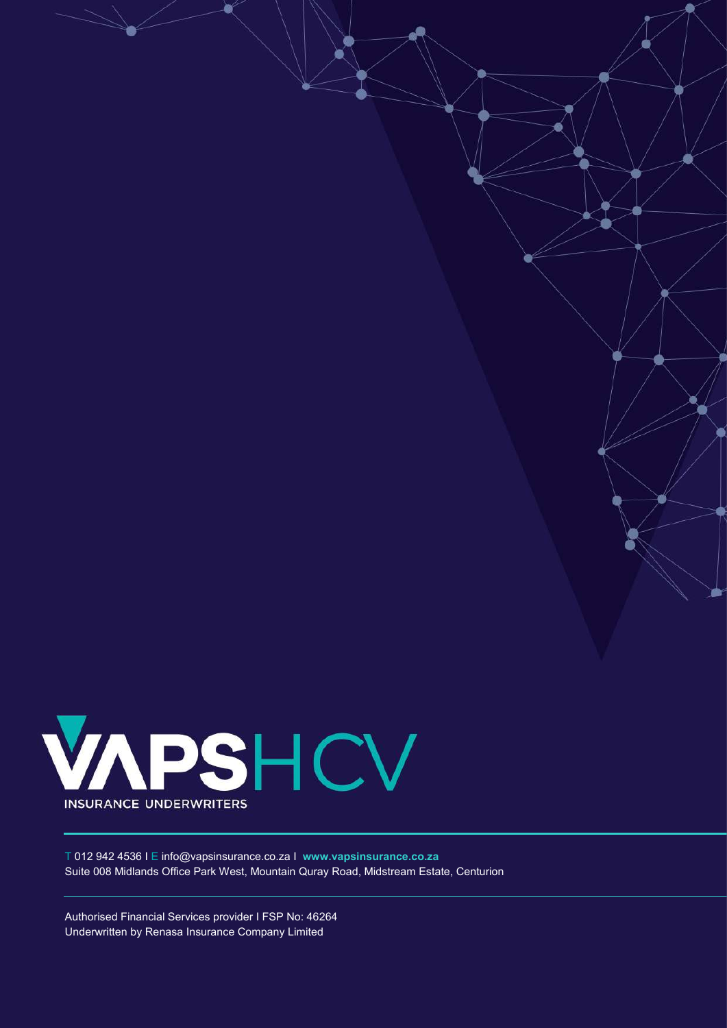VAPSHCV

INSURANCE UNDERWRITERS

T 012 942 4536 I E info@vapsinsurance.co.za I **www.vapsinsurance.co.za**
Suite 008 Midlands Office Park West, Mountain Quray Road, Midstream Estate, Centurion

Authorised Financial Services provider I FSP No: 46264
Underwritten by Renasa Insurance Company Limited